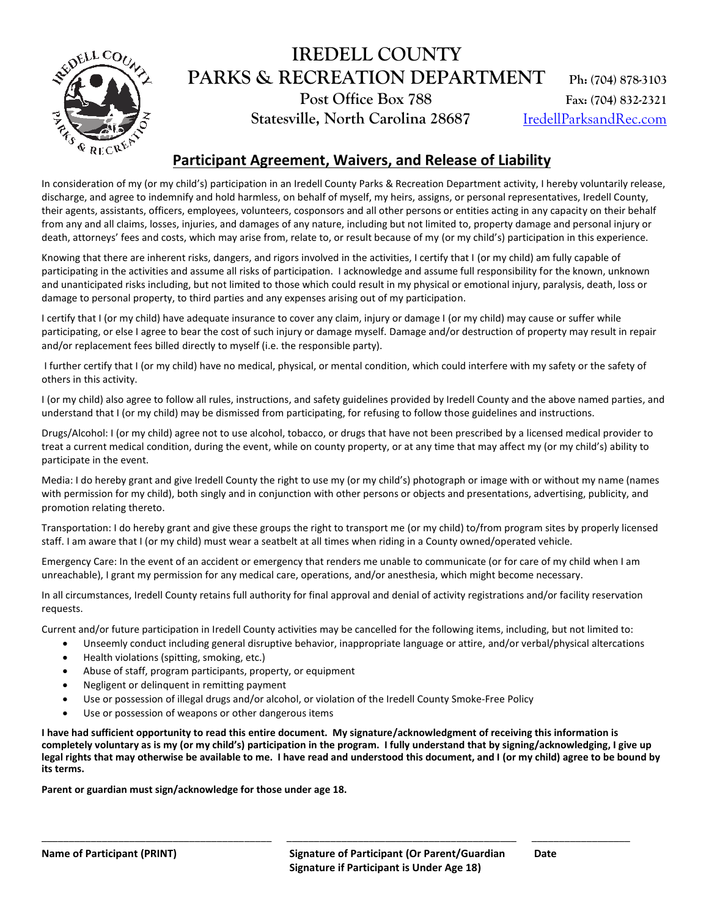# IREDELL COUNTY PARKS & RECREATION DEPARTMENT

**Post Office Box 788**
**Statesville, North Carolina 28687**

**Ph: (704) 878-3103**
**Fax: (704) 832-2321**
IredellParksandRec.com

## Participant Agreement, Waivers, and Release of Liability

In consideration of my (or my child's) participation in an Iredell County Parks & Recreation Department activity, I hereby voluntarily release, discharge, and agree to indemnify and hold harmless, on behalf of myself, my heirs, assigns, or personal representatives, Iredell County, their agents, assistants, officers, employees, volunteers, cosponsors and all other persons or entities acting in any capacity on their behalf from any and all claims, losses, injuries, and damages of any nature, including but not limited to, property damage and personal injury or death, attorneys' fees and costs, which may arise from, relate to, or result because of my (or my child's) participation in this experience.

Knowing that there are inherent risks, dangers, and rigors involved in the activities, I certify that I (or my child) am fully capable of participating in the activities and assume all risks of participation. I acknowledge and assume full responsibility for the known, unknown and unanticipated risks including, but not limited to those which could result in my physical or emotional injury, paralysis, death, loss or damage to personal property, to third parties and any expenses arising out of my participation.

I certify that I (or my child) have adequate insurance to cover any claim, injury or damage I (or my child) may cause or suffer while participating, or else I agree to bear the cost of such injury or damage myself. Damage and/or destruction of property may result in repair and/or replacement fees billed directly to myself (i.e. the responsible party).

I further certify that I (or my child) have no medical, physical, or mental condition, which could interfere with my safety or the safety of others in this activity.

I (or my child) also agree to follow all rules, instructions, and safety guidelines provided by Iredell County and the above named parties, and understand that I (or my child) may be dismissed from participating, for refusing to follow those guidelines and instructions.

Drugs/Alcohol: I (or my child) agree not to use alcohol, tobacco, or drugs that have not been prescribed by a licensed medical provider to treat a current medical condition, during the event, while on county property, or at any time that may affect my (or my child's) ability to participate in the event.

Media: I do hereby grant and give Iredell County the right to use my (or my child's) photograph or image with or without my name (names with permission for my child), both singly and in conjunction with other persons or objects and presentations, advertising, publicity, and promotion relating thereto.

Transportation: I do hereby grant and give these groups the right to transport me (or my child) to/from program sites by properly licensed staff. I am aware that I (or my child) must wear a seatbelt at all times when riding in a County owned/operated vehicle.

Emergency Care: In the event of an accident or emergency that renders me unable to communicate (or for care of my child when I am unreachable), I grant my permission for any medical care, operations, and/or anesthesia, which might become necessary.

In all circumstances, Iredell County retains full authority for final approval and denial of activity registrations and/or facility reservation requests.

Current and/or future participation in Iredell County activities may be cancelled for the following items, including, but not limited to:

- Unseemly conduct including general disruptive behavior, inappropriate language or attire, and/or verbal/physical altercations
- Health violations (spitting, smoking, etc.)
- Abuse of staff, program participants, property, or equipment
- Negligent or delinquent in remitting payment
- Use or possession of illegal drugs and/or alcohol, or violation of the Iredell County Smoke-Free Policy
- Use or possession of weapons or other dangerous items

**I have had sufficient opportunity to read this entire document. My signature/acknowledgment of receiving this information is completely voluntary as is my (or my child's) participation in the program. I fully understand that by signing/acknowledging, I give up legal rights that may otherwise be available to me. I have read and understood this document, and I (or my child) agree to be bound by its terms.**

**Parent or guardian must sign/acknowledge for those under age 18.**

| ______________________________ | ______________________________ | ______________ |
|---|---|---|
| **Name of Participant (PRINT)** | **Signature of Participant (Or Parent/Guardian Signature if Participant is Under Age 18)** | **Date** |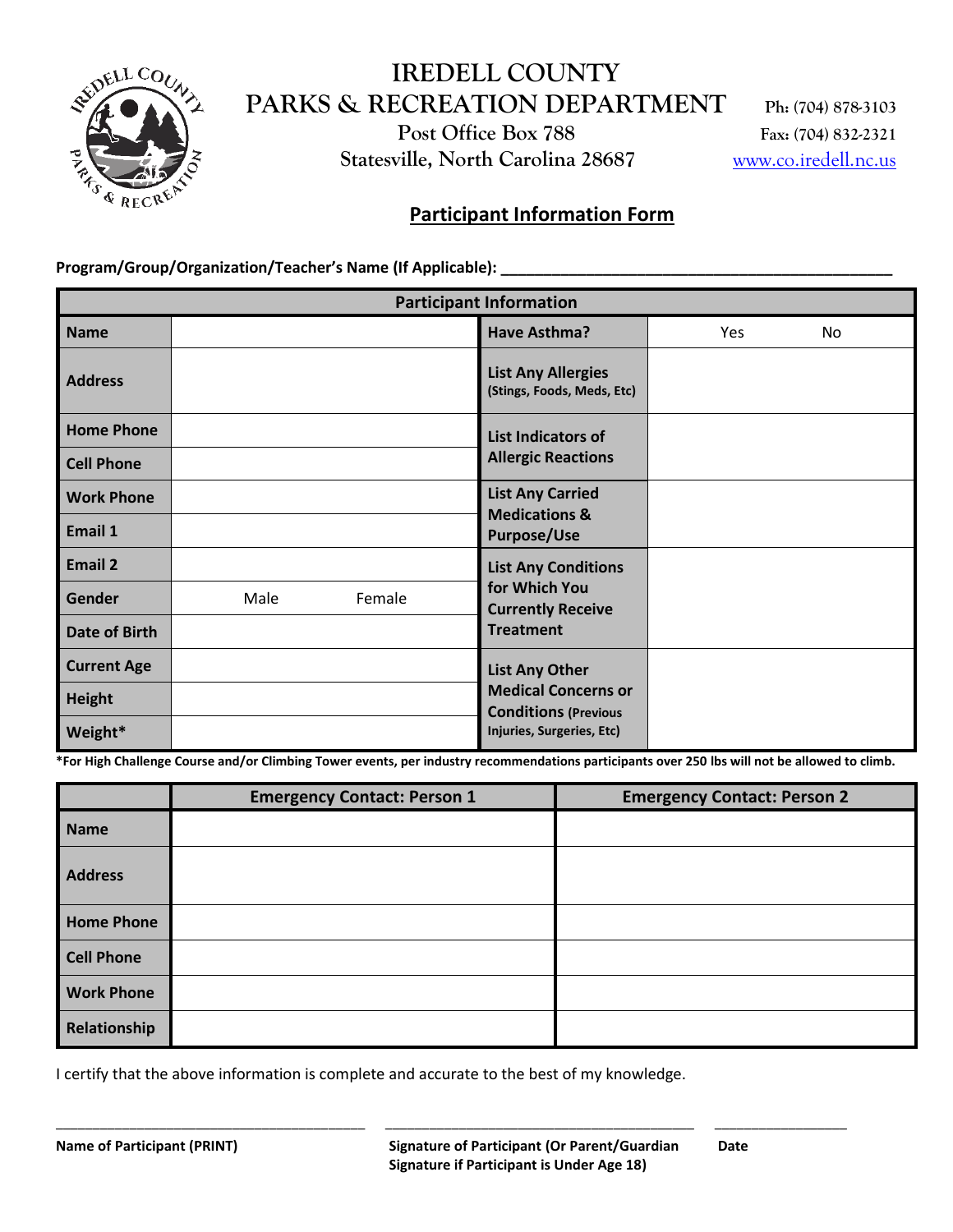# IREDELL COUNTY PARKS & RECREATION DEPARTMENT

Post Office Box 788
Statesville, North Carolina 28687

Ph: (704) 878-3103
Fax: (704) 832-2321
www.co.iredell.nc.us

## Participant Information Form

**Program/Group/Organization/Teacher's Name (If Applicable): \_\_\_\_\_\_\_\_\_\_\_\_\_\_\_\_\_\_\_\_\_\_\_\_\_\_\_\_\_\_\_\_\_\_\_\_\_\_\_\_\_\_\_\_\_\_**

| Participant Information | | | |
|---|---|---|---|
| **Name** | | **Have Asthma?** | Yes No |
| **Address** | | **List Any Allergies (Stings, Foods, Meds, Etc)** | |
| **Home Phone** | | **List Indicators of Allergic Reactions** | |
| **Cell Phone** | | | |
| **Work Phone** | | **List Any Carried Medications & Purpose/Use** | |
| **Email 1** | | | |
| **Email 2** | | **List Any Conditions for Which You Currently Receive Treatment** | |
| **Gender** | Male Female | | |
| **Date of Birth** | | | |
| **Current Age** | | **List Any Other Medical Concerns or Conditions (Previous Injuries, Surgeries, Etc)** | |
| **Height** | | | |
| **Weight*** | | | |

**\*For High Challenge Course and/or Climbing Tower events, per industry recommendations participants over 250 lbs will not be allowed to climb.**

| | Emergency Contact: Person 1 | Emergency Contact: Person 2 |
|---|---|---|
| **Name** | | |
| **Address** | | |
| **Home Phone** | | |
| **Cell Phone** | | |
| **Work Phone** | | |
| **Relationship** | | |

I certify that the above information is complete and accurate to the best of my knowledge.

\_\_\_\_\_\_\_\_\_\_\_\_\_\_\_\_\_\_\_\_\_\_\_\_\_\_\_\_\_\_\_\_\_\_\_\_\_\_\_\_ \_\_\_\_\_\_\_\_\_\_\_\_\_\_\_\_\_\_\_\_\_\_\_\_\_\_\_\_\_\_\_\_\_\_\_\_\_\_\_\_ \_\_\_\_\_\_\_\_\_\_\_\_\_\_\_\_\_\_

**Name of Participant (PRINT)** **Signature of Participant (Or Parent/Guardian Signature if Participant is Under Age 18)** **Date**